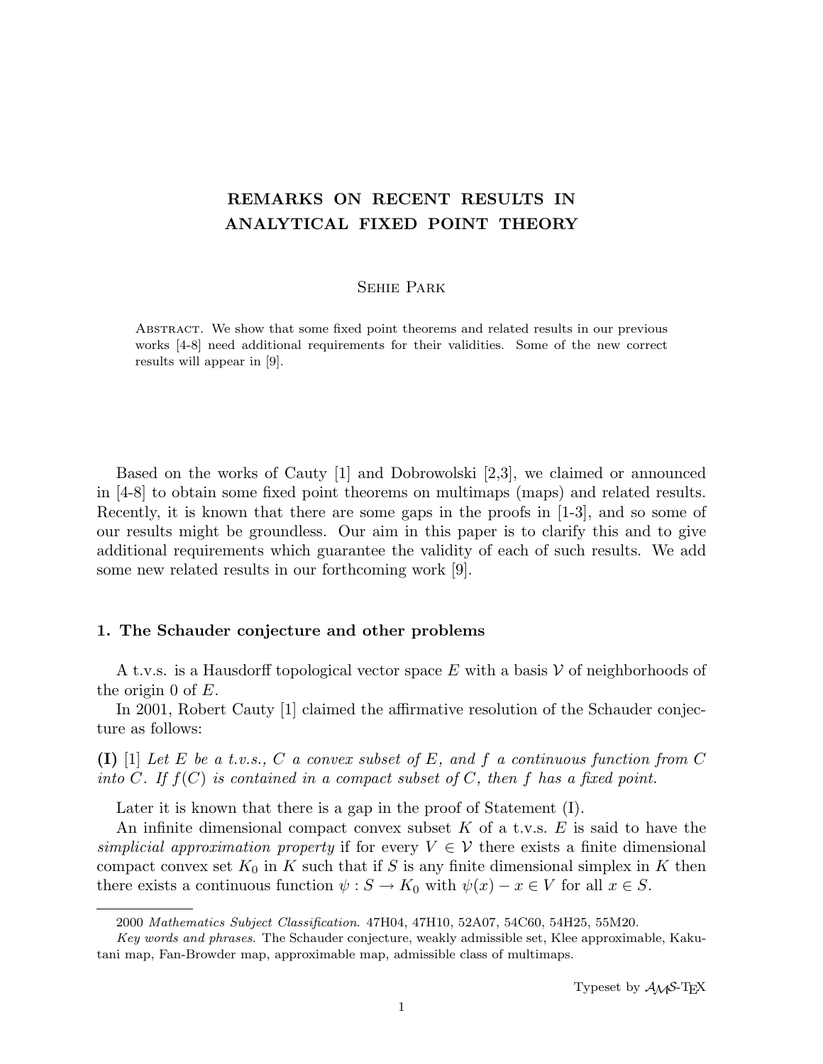# REMARKS ON RECENT RESULTS IN ANALYTICAL FIXED POINT THEORY

Sehie Park

Abstract. We show that some fixed point theorems and related results in our previous works [4-8] need additional requirements for their validities. Some of the new correct results will appear in [9].

Based on the works of Cauty [1] and Dobrowolski [2,3], we claimed or announced in [4-8] to obtain some fixed point theorems on multimaps (maps) and related results. Recently, it is known that there are some gaps in the proofs in [1-3], and so some of our results might be groundless. Our aim in this paper is to clarify this and to give additional requirements which guarantee the validity of each of such results. We add some new related results in our forthcoming work [9].

## 1. The Schauder conjecture and other problems

A t.v.s. is a Hausdorff topological vector space $E$ with a basis $\mathcal{V}$ of neighborhoods of the origin 0 of $E$.

In 2001, Robert Cauty [1] claimed the affirmative resolution of the Schauder conjecture as follows:

**(I)** [1] *Let $E$ be a t.v.s., $C$ a convex subset of $E$, and $f$ a continuous function from $C$ into $C$. If $f(C)$ is contained in a compact subset of $C$, then $f$ has a fixed point.*

Later it is known that there is a gap in the proof of Statement (I).

An infinite dimensional compact convex subset $K$ of a t.v.s. $E$ is said to have the *simplicial approximation property* if for every $V \in \mathcal{V}$ there exists a finite dimensional compact convex set $K_0$ in $K$ such that if $S$ is any finite dimensional simplex in $K$ then there exists a continuous function $\psi : S \to K_0$ with $\psi(x) - x \in V$ for all $x \in S$.

2000 *Mathematics Subject Classification*. 47H04, 47H10, 52A07, 54C60, 54H25, 55M20.

*Key words and phrases*. The Schauder conjecture, weakly admissible set, Klee approximable, Kakutani map, Fan-Browder map, approximable map, admissible class of multimaps.

Typeset by $\mathcal{A}\mathcal{M}\mathcal{S}$-TEX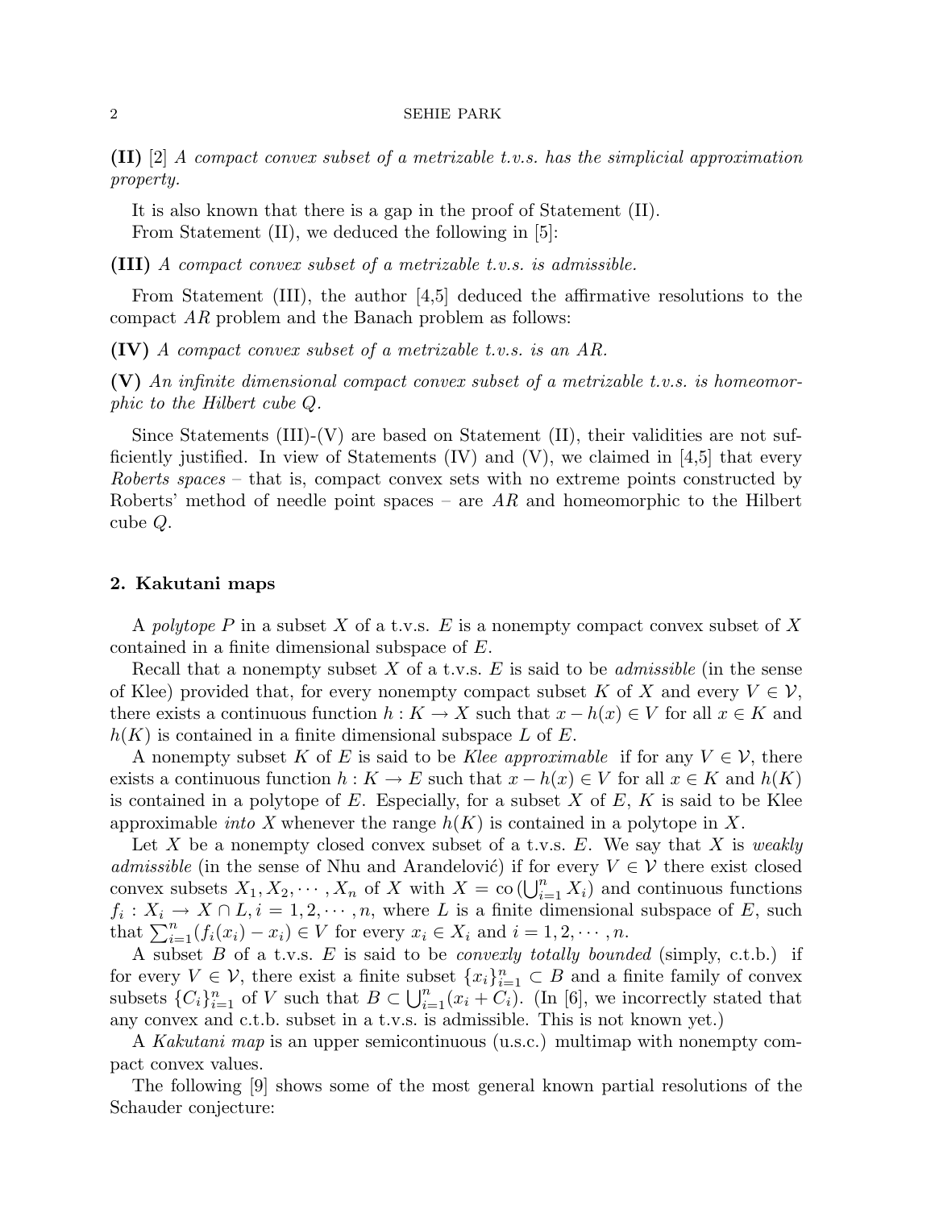**(II)** [2] *A compact convex subset of a metrizable t.v.s. has the simplicial approximation property.*

It is also known that there is a gap in the proof of Statement (II).

From Statement (II), we deduced the following in [5]:

**(III)** *A compact convex subset of a metrizable t.v.s. is admissible.*

From Statement (III), the author [4,5] deduced the affirmative resolutions to the compact $AR$ problem and the Banach problem as follows:

**(IV)** *A compact convex subset of a metrizable t.v.s. is an AR.*

**(V)** *An infinite dimensional compact convex subset of a metrizable t.v.s. is homeomorphic to the Hilbert cube Q.*

Since Statements (III)-(V) are based on Statement (II), their validities are not sufficiently justified. In view of Statements (IV) and (V), we claimed in [4,5] that every *Roberts spaces* – that is, compact convex sets with no extreme points constructed by Roberts' method of needle point spaces – are $AR$ and homeomorphic to the Hilbert cube $Q$.

## 2. Kakutani maps

A *polytope* $P$ in a subset $X$ of a t.v.s. $E$ is a nonempty compact convex subset of $X$ contained in a finite dimensional subspace of $E$.

Recall that a nonempty subset $X$ of a t.v.s. $E$ is said to be *admissible* (in the sense of Klee) provided that, for every nonempty compact subset $K$ of $X$ and every $V \in \mathcal{V}$, there exists a continuous function $h : K \to X$ such that $x - h(x) \in V$ for all $x \in K$ and $h(K)$ is contained in a finite dimensional subspace $L$ of $E$.

A nonempty subset $K$ of $E$ is said to be *Klee approximable* if for any $V \in \mathcal{V}$, there exists a continuous function $h : K \to E$ such that $x - h(x) \in V$ for all $x \in K$ and $h(K)$ is contained in a polytope of $E$. Especially, for a subset $X$ of $E$, $K$ is said to be Klee approximable *into* $X$ whenever the range $h(K)$ is contained in a polytope in $X$.

Let $X$ be a nonempty closed convex subset of a t.v.s. $E$. We say that $X$ is *weakly admissible* (in the sense of Nhu and Arandelović) if for every $V \in \mathcal{V}$ there exist closed convex subsets $X_1, X_2, \cdots, X_n$ of $X$ with $X = \mathrm{co}\,(\bigcup_{i=1}^n X_i)$ and continuous functions $f_i : X_i \to X \cap L, i = 1, 2, \cdots, n$, where $L$ is a finite dimensional subspace of $E$, such that $\sum_{i=1}^n (f_i(x_i) - x_i) \in V$ for every $x_i \in X_i$ and $i = 1, 2, \cdots, n$.

A subset $B$ of a t.v.s. $E$ is said to be *convexly totally bounded* (simply, c.t.b.) if for every $V \in \mathcal{V}$, there exist a finite subset $\{x_i\}_{i=1}^n \subset B$ and a finite family of convex subsets $\{C_i\}_{i=1}^n$ of $V$ such that $B \subset \bigcup_{i=1}^n (x_i + C_i)$. (In [6], we incorrectly stated that any convex and c.t.b. subset in a t.v.s. is admissible. This is not known yet.)

A *Kakutani map* is an upper semicontinuous (u.s.c.) multimap with nonempty compact convex values.

The following [9] shows some of the most general known partial resolutions of the Schauder conjecture: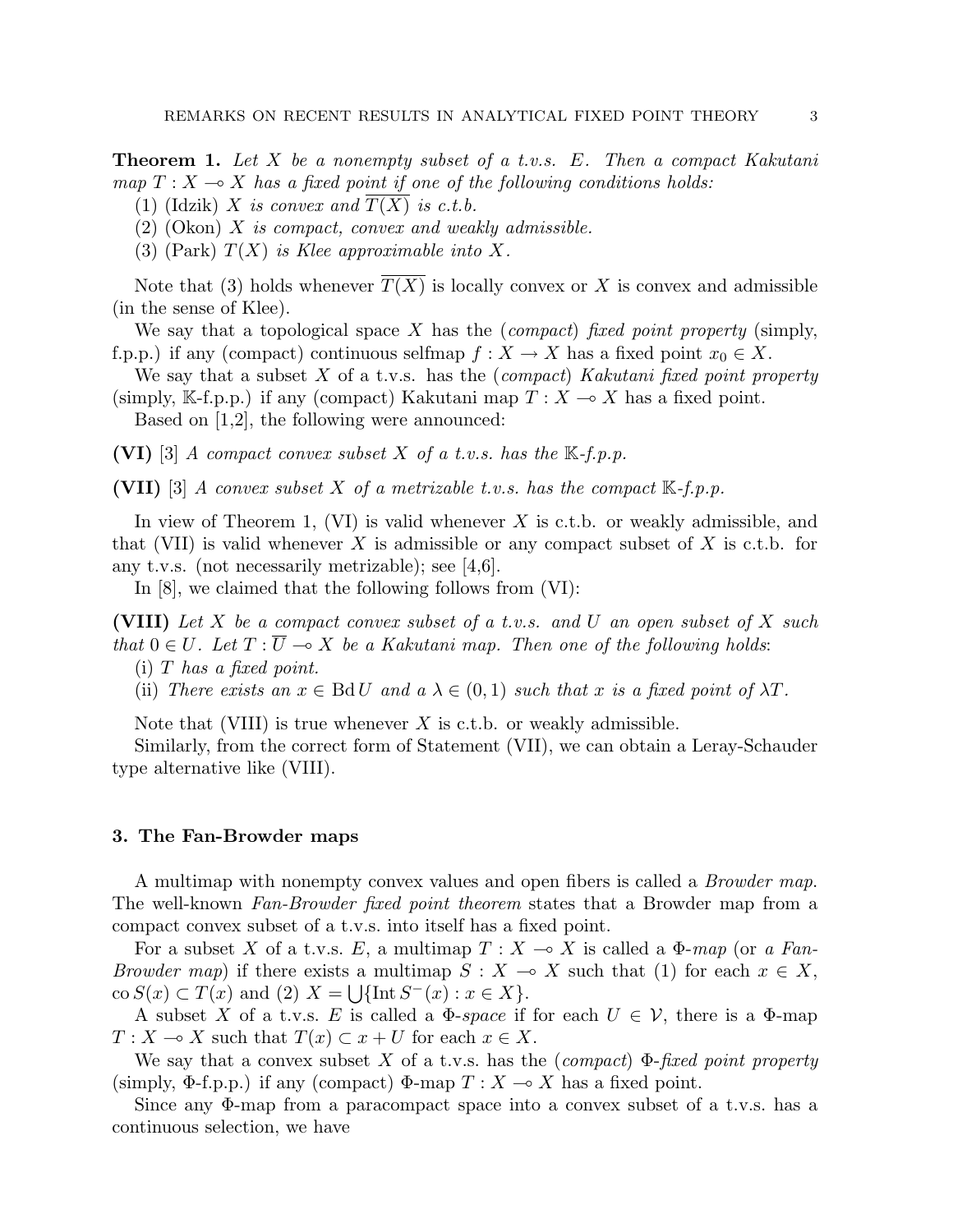**Theorem 1.** *Let $X$ be a nonempty subset of a t.v.s. $E$. Then a compact Kakutani map $T : X \multimap X$ has a fixed point if one of the following conditions holds:*

(1) (Idzik) *$X$ is convex and $\overline{T(X)}$ is c.t.b.*

(2) (Okon) *$X$ is compact, convex and weakly admissible.*

(3) (Park) *$T(X)$ is Klee approximable into $X$.*

Note that (3) holds whenever $\overline{T(X)}$ is locally convex or $X$ is convex and admissible (in the sense of Klee).

We say that a topological space $X$ has the (*compact*) *fixed point property* (simply, f.p.p.) if any (compact) continuous selfmap $f : X \to X$ has a fixed point $x_0 \in X$.

We say that a subset $X$ of a t.v.s. has the (*compact*) *Kakutani fixed point property* (simply, $\mathbb{K}$-f.p.p.) if any (compact) Kakutani map $T : X \multimap X$ has a fixed point.

Based on [1,2], the following were announced:

**(VI)** [3] *A compact convex subset $X$ of a t.v.s. has the $\mathbb{K}$-f.p.p.*

**(VII)** [3] *A convex subset $X$ of a metrizable t.v.s. has the compact $\mathbb{K}$-f.p.p.*

In view of Theorem 1, (VI) is valid whenever $X$ is c.t.b. or weakly admissible, and that (VII) is valid whenever $X$ is admissible or any compact subset of $X$ is c.t.b. for any t.v.s. (not necessarily metrizable); see [4,6].

In [8], we claimed that the following follows from (VI):

**(VIII)** *Let $X$ be a compact convex subset of a t.v.s. and $U$ an open subset of $X$ such that $0 \in U$. Let $T : \overline{U} \multimap X$ be a Kakutani map. Then one of the following holds*:

(i) *$T$ has a fixed point.*

(ii) *There exists an $x \in \operatorname{Bd} U$ and a $\lambda \in (0, 1)$ such that $x$ is a fixed point of $\lambda T$.*

Note that (VIII) is true whenever $X$ is c.t.b. or weakly admissible.

Similarly, from the correct form of Statement (VII), we can obtain a Leray-Schauder type alternative like (VIII).

## 3. The Fan-Browder maps

A multimap with nonempty convex values and open fibers is called a *Browder map*. The well-known *Fan-Browder fixed point theorem* states that a Browder map from a compact convex subset of a t.v.s. into itself has a fixed point.

For a subset $X$ of a t.v.s. $E$, a multimap $T : X \multimap X$ is called a $\Phi$-*map* (or *a Fan-Browder map*) if there exists a multimap $S : X \multimap X$ such that (1) for each $x \in X$, $\operatorname{co} S(x) \subset T(x)$ and (2) $X = \bigcup\{\operatorname{Int} S^{-}(x) : x \in X\}$.

A subset $X$ of a t.v.s. $E$ is called a $\Phi$-*space* if for each $U \in \mathcal{V}$, there is a $\Phi$-map $T : X \multimap X$ such that $T(x) \subset x + U$ for each $x \in X$.

We say that a convex subset $X$ of a t.v.s. has the (*compact*) $\Phi$-*fixed point property* (simply, $\Phi$-f.p.p.) if any (compact) $\Phi$-map $T : X \multimap X$ has a fixed point.

Since any $\Phi$-map from a paracompact space into a convex subset of a t.v.s. has a continuous selection, we have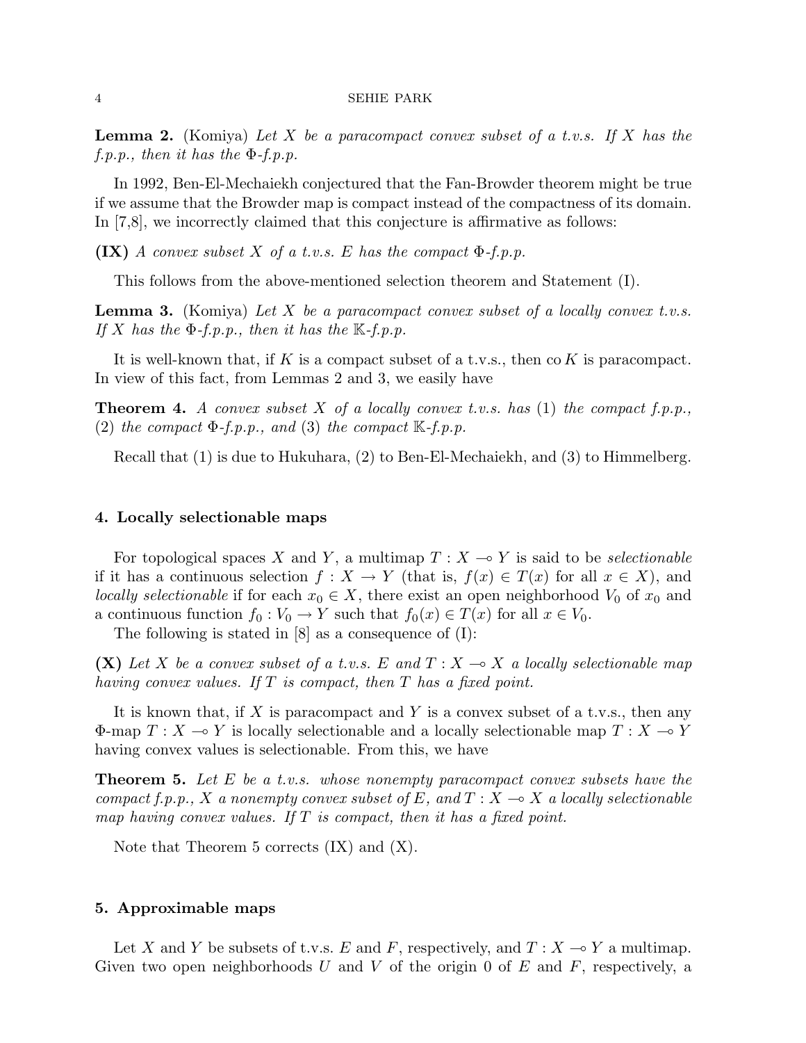**Lemma 2.** (Komiya) *Let $X$ be a paracompact convex subset of a t.v.s. If $X$ has the f.p.p., then it has the $\Phi$-f.p.p.*

In 1992, Ben-El-Mechaiekh conjectured that the Fan-Browder theorem might be true if we assume that the Browder map is compact instead of the compactness of its domain. In [7,8], we incorrectly claimed that this conjecture is affirmative as follows:

**(IX)** *A convex subset $X$ of a t.v.s. $E$ has the compact $\Phi$-f.p.p.*

This follows from the above-mentioned selection theorem and Statement (I).

**Lemma 3.** (Komiya) *Let $X$ be a paracompact convex subset of a locally convex t.v.s. If $X$ has the $\Phi$-f.p.p., then it has the $\mathbb{K}$-f.p.p.*

It is well-known that, if $K$ is a compact subset of a t.v.s., then $\operatorname{co} K$ is paracompact. In view of this fact, from Lemmas 2 and 3, we easily have

**Theorem 4.** *A convex subset $X$ of a locally convex t.v.s. has* (1) *the compact f.p.p.,* (2) *the compact $\Phi$-f.p.p., and* (3) *the compact $\mathbb{K}$-f.p.p.*

Recall that (1) is due to Hukuhara, (2) to Ben-El-Mechaiekh, and (3) to Himmelberg.

### 4. Locally selectionable maps

For topological spaces $X$ and $Y$, a multimap $T : X \multimap Y$ is said to be *selectionable* if it has a continuous selection $f : X \to Y$ (that is, $f(x) \in T(x)$ for all $x \in X$), and *locally selectionable* if for each $x_0 \in X$, there exist an open neighborhood $V_0$ of $x_0$ and a continuous function $f_0 : V_0 \to Y$ such that $f_0(x) \in T(x)$ for all $x \in V_0$.

The following is stated in [8] as a consequence of (I):

**(X)** *Let $X$ be a convex subset of a t.v.s. $E$ and $T : X \multimap X$ a locally selectionable map having convex values. If $T$ is compact, then $T$ has a fixed point.*

It is known that, if $X$ is paracompact and $Y$ is a convex subset of a t.v.s., then any $\Phi$-map $T : X \multimap Y$ is locally selectionable and a locally selectionable map $T : X \multimap Y$ having convex values is selectionable. From this, we have

**Theorem 5.** *Let $E$ be a t.v.s. whose nonempty paracompact convex subsets have the compact f.p.p., $X$ a nonempty convex subset of $E$, and $T : X \multimap X$ a locally selectionable map having convex values. If $T$ is compact, then it has a fixed point.*

Note that Theorem 5 corrects (IX) and (X).

### 5. Approximable maps

Let $X$ and $Y$ be subsets of t.v.s. $E$ and $F$, respectively, and $T : X \multimap Y$ a multimap. Given two open neighborhoods $U$ and $V$ of the origin 0 of $E$ and $F$, respectively, a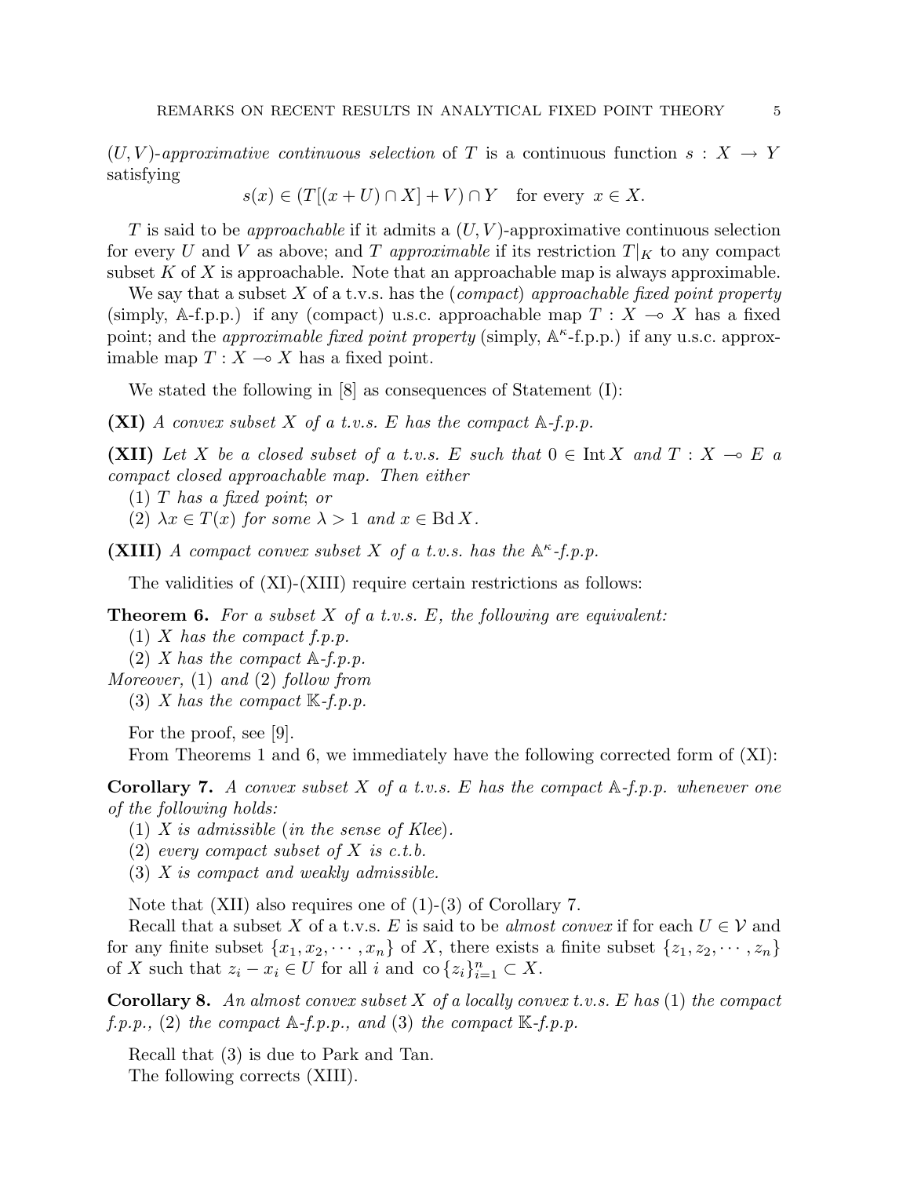$(U, V)$-*approximative continuous selection* of $T$ is a continuous function $s : X \to Y$ satisfying

$$s(x) \in (T[(x + U) \cap X] + V) \cap Y \quad \text{for every } x \in X.$$

$T$ is said to be *approachable* if it admits a $(U, V)$-approximative continuous selection for every $U$ and $V$ as above; and $T$ *approximable* if its restriction $T|_K$ to any compact subset $K$ of $X$ is approachable. Note that an approachable map is always approximable.

We say that a subset $X$ of a t.v.s. has the (*compact*) *approachable fixed point property* (simply, $\mathbb{A}$-f.p.p.) if any (compact) u.s.c. approachable map $T : X \multimap X$ has a fixed point; and the *approximable fixed point property* (simply, $\mathbb{A}^\kappa$-f.p.p.) if any u.s.c. approximable map $T : X \multimap X$ has a fixed point.

We stated the following in [8] as consequences of Statement (I):

**(XI)** *A convex subset $X$ of a t.v.s. $E$ has the compact $\mathbb{A}$-f.p.p.*

**(XII)** *Let $X$ be a closed subset of a t.v.s. $E$ such that $0 \in \operatorname{Int} X$ and $T : X \multimap E$ a compact closed approachable map. Then either*

(1) *$T$ has a fixed point*; *or*

(2) *$\lambda x \in T(x)$ for some $\lambda > 1$ and $x \in \operatorname{Bd} X$.*

**(XIII)** *A compact convex subset $X$ of a t.v.s. has the $\mathbb{A}^\kappa$-f.p.p.*

The validities of (XI)-(XIII) require certain restrictions as follows:

**Theorem 6.** *For a subset $X$ of a t.v.s. $E$, the following are equivalent:*

(1) *$X$ has the compact f.p.p.*

(2) *$X$ has the compact $\mathbb{A}$-f.p.p.*

*Moreover,* (1) *and* (2) *follow from*

(3) *$X$ has the compact $\mathbb{K}$-f.p.p.*

For the proof, see [9].

From Theorems 1 and 6, we immediately have the following corrected form of (XI):

**Corollary 7.** *A convex subset $X$ of a t.v.s. $E$ has the compact $\mathbb{A}$-f.p.p. whenever one of the following holds:*

(1) *$X$ is admissible* (*in the sense of Klee*).

(2) *every compact subset of $X$ is c.t.b.*

(3) *$X$ is compact and weakly admissible.*

Note that (XII) also requires one of (1)-(3) of Corollary 7.

Recall that a subset $X$ of a t.v.s. $E$ is said to be *almost convex* if for each $U \in \mathcal{V}$ and for any finite subset $\{x_1, x_2, \cdots, x_n\}$ of $X$, there exists a finite subset $\{z_1, z_2, \cdots, z_n\}$ of $X$ such that $z_i - x_i \in U$ for all $i$ and $\operatorname{co}\{z_i\}_{i=1}^n \subset X$.

**Corollary 8.** *An almost convex subset $X$ of a locally convex t.v.s. $E$ has* (1) *the compact f.p.p.,* (2) *the compact $\mathbb{A}$-f.p.p., and* (3) *the compact $\mathbb{K}$-f.p.p.*

Recall that (3) is due to Park and Tan.

The following corrects (XIII).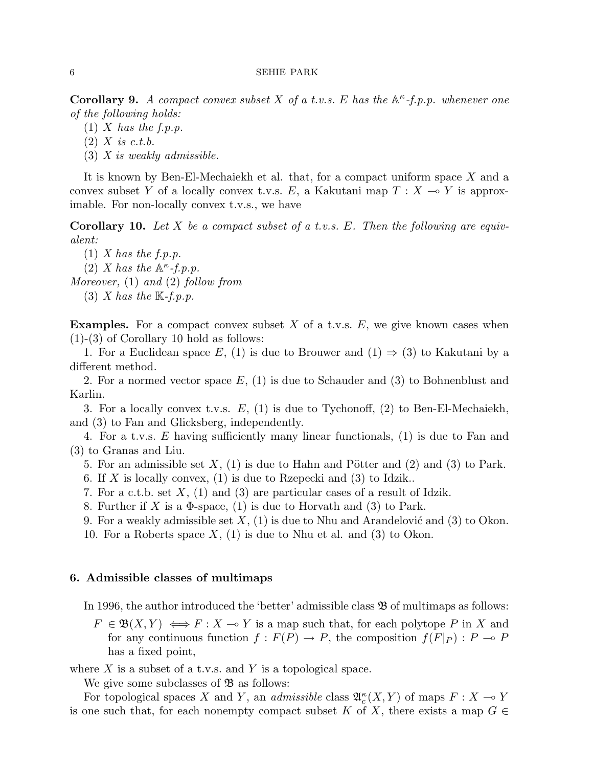**Corollary 9.** *A compact convex subset $X$ of a t.v.s. $E$ has the $\mathbb{A}^\kappa$-f.p.p. whenever one of the following holds:*

(1) *$X$ has the f.p.p.*

(2) *$X$ is c.t.b.*

(3) *$X$ is weakly admissible.*

It is known by Ben-El-Mechaiekh et al. that, for a compact uniform space $X$ and a convex subset $Y$ of a locally convex t.v.s. $E$, a Kakutani map $T : X \multimap Y$ is approximable. For non-locally convex t.v.s., we have

**Corollary 10.** *Let $X$ be a compact subset of a t.v.s. $E$. Then the following are equivalent:*

(1) *$X$ has the f.p.p.*

(2) *$X$ has the $\mathbb{A}^\kappa$-f.p.p.*

*Moreover,* (1) *and* (2) *follow from*

(3) *$X$ has the $\mathbb{K}$-f.p.p.*

**Examples.** For a compact convex subset $X$ of a t.v.s. $E$, we give known cases when (1)-(3) of Corollary 10 hold as follows:

1. For a Euclidean space $E$, (1) is due to Brouwer and (1) $\Rightarrow$ (3) to Kakutani by a different method.
2. For a normed vector space $E$, (1) is due to Schauder and (3) to Bohnenblust and Karlin.
3. For a locally convex t.v.s. $E$, (1) is due to Tychonoff, (2) to Ben-El-Mechaiekh, and (3) to Fan and Glicksberg, independently.
4. For a t.v.s. $E$ having sufficiently many linear functionals, (1) is due to Fan and (3) to Granas and Liu.
5. For an admissible set $X$, (1) is due to Hahn and Pötter and (2) and (3) to Park.
6. If $X$ is locally convex, (1) is due to Rzepecki and (3) to Idzik..
7. For a c.t.b. set $X$, (1) and (3) are particular cases of a result of Idzik.
8. Further if $X$ is a $\Phi$-space, (1) is due to Horvath and (3) to Park.
9. For a weakly admissible set $X$, (1) is due to Nhu and Arandelović and (3) to Okon.
10. For a Roberts space $X$, (1) is due to Nhu et al. and (3) to Okon.

### 6. Admissible classes of multimaps

In 1996, the author introduced the 'better' admissible class $\mathfrak{B}$ of multimaps as follows:

$F \in \mathfrak{B}(X,Y) \iff F : X \multimap Y$ is a map such that, for each polytope $P$ in $X$ and for any continuous function $f : F(P) \to P$, the composition $f(F|_P) : P \multimap P$ has a fixed point,

where $X$ is a subset of a t.v.s. and $Y$ is a topological space.

We give some subclasses of $\mathfrak{B}$ as follows:

For topological spaces $X$ and $Y$, an *admissible* class $\mathfrak{A}_c^\kappa(X,Y)$ of maps $F : X \multimap Y$ is one such that, for each nonempty compact subset $K$ of $X$, there exists a map $G \in$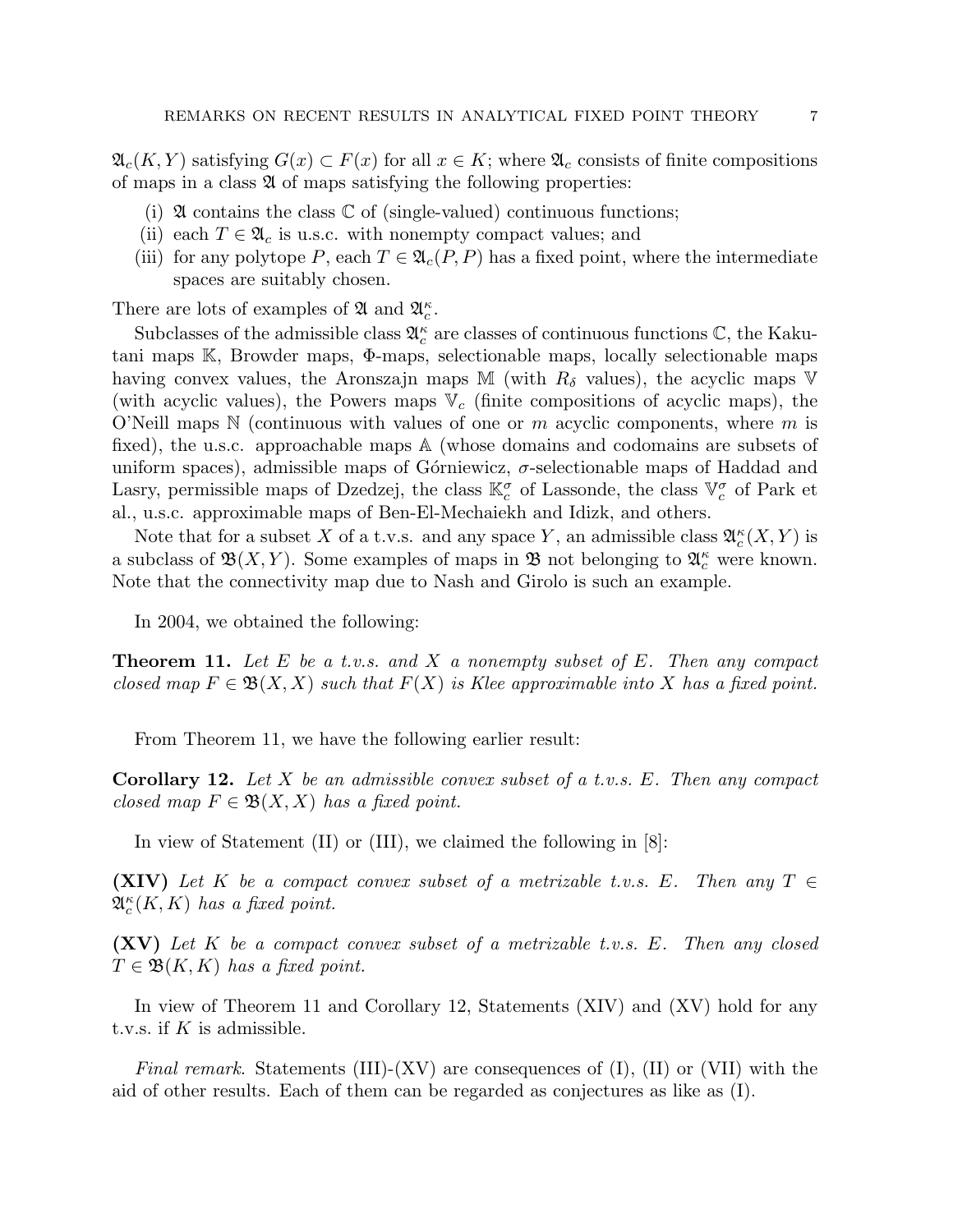$\mathfrak{A}_c(K, Y)$ satisfying $G(x) \subset F(x)$ for all $x \in K$; where $\mathfrak{A}_c$ consists of finite compositions of maps in a class $\mathfrak{A}$ of maps satisfying the following properties:

(i) $\mathfrak{A}$ contains the class $\mathbb{C}$ of (single-valued) continuous functions;
(ii) each $T \in \mathfrak{A}_c$ is u.s.c. with nonempty compact values; and
(iii) for any polytope $P$, each $T \in \mathfrak{A}_c(P, P)$ has a fixed point, where the intermediate spaces are suitably chosen.

There are lots of examples of $\mathfrak{A}$ and $\mathfrak{A}_c^\kappa$.

Subclasses of the admissible class $\mathfrak{A}_c^\kappa$ are classes of continuous functions $\mathbb{C}$, the Kakutani maps $\mathbb{K}$, Browder maps, $\Phi$-maps, selectionable maps, locally selectionable maps having convex values, the Aronszajn maps $\mathbb{M}$ (with $R_\delta$ values), the acyclic maps $\mathbb{V}$ (with acyclic values), the Powers maps $\mathbb{V}_c$ (finite compositions of acyclic maps), the O'Neill maps $\mathbb{N}$ (continuous with values of one or $m$ acyclic components, where $m$ is fixed), the u.s.c. approachable maps $\mathbb{A}$ (whose domains and codomains are subsets of uniform spaces), admissible maps of Górniewicz, $\sigma$-selectionable maps of Haddad and Lasry, permissible maps of Dzedzej, the class $\mathbb{K}_c^\sigma$ of Lassonde, the class $\mathbb{V}_c^\sigma$ of Park et al., u.s.c. approximable maps of Ben-El-Mechaiekh and Idizk, and others.

Note that for a subset $X$ of a t.v.s. and any space $Y$, an admissible class $\mathfrak{A}_c^\kappa(X, Y)$ is a subclass of $\mathfrak{B}(X, Y)$. Some examples of maps in $\mathfrak{B}$ not belonging to $\mathfrak{A}_c^\kappa$ were known. Note that the connectivity map due to Nash and Girolo is such an example.

In 2004, we obtained the following:

**Theorem 11.** *Let $E$ be a t.v.s. and $X$ a nonempty subset of $E$. Then any compact closed map $F \in \mathfrak{B}(X, X)$ such that $F(X)$ is Klee approximable into $X$ has a fixed point.*

From Theorem 11, we have the following earlier result:

**Corollary 12.** *Let $X$ be an admissible convex subset of a t.v.s. $E$. Then any compact closed map $F \in \mathfrak{B}(X, X)$ has a fixed point.*

In view of Statement (II) or (III), we claimed the following in [8]:

**(XIV)** *Let $K$ be a compact convex subset of a metrizable t.v.s. $E$. Then any $T \in \mathfrak{A}_c^\kappa(K, K)$ has a fixed point.*

**(XV)** *Let $K$ be a compact convex subset of a metrizable t.v.s. $E$. Then any closed $T \in \mathfrak{B}(K, K)$ has a fixed point.*

In view of Theorem 11 and Corollary 12, Statements (XIV) and (XV) hold for any t.v.s. if $K$ is admissible.

*Final remark.* Statements (III)-(XV) are consequences of (I), (II) or (VII) with the aid of other results. Each of them can be regarded as conjectures as like as (I).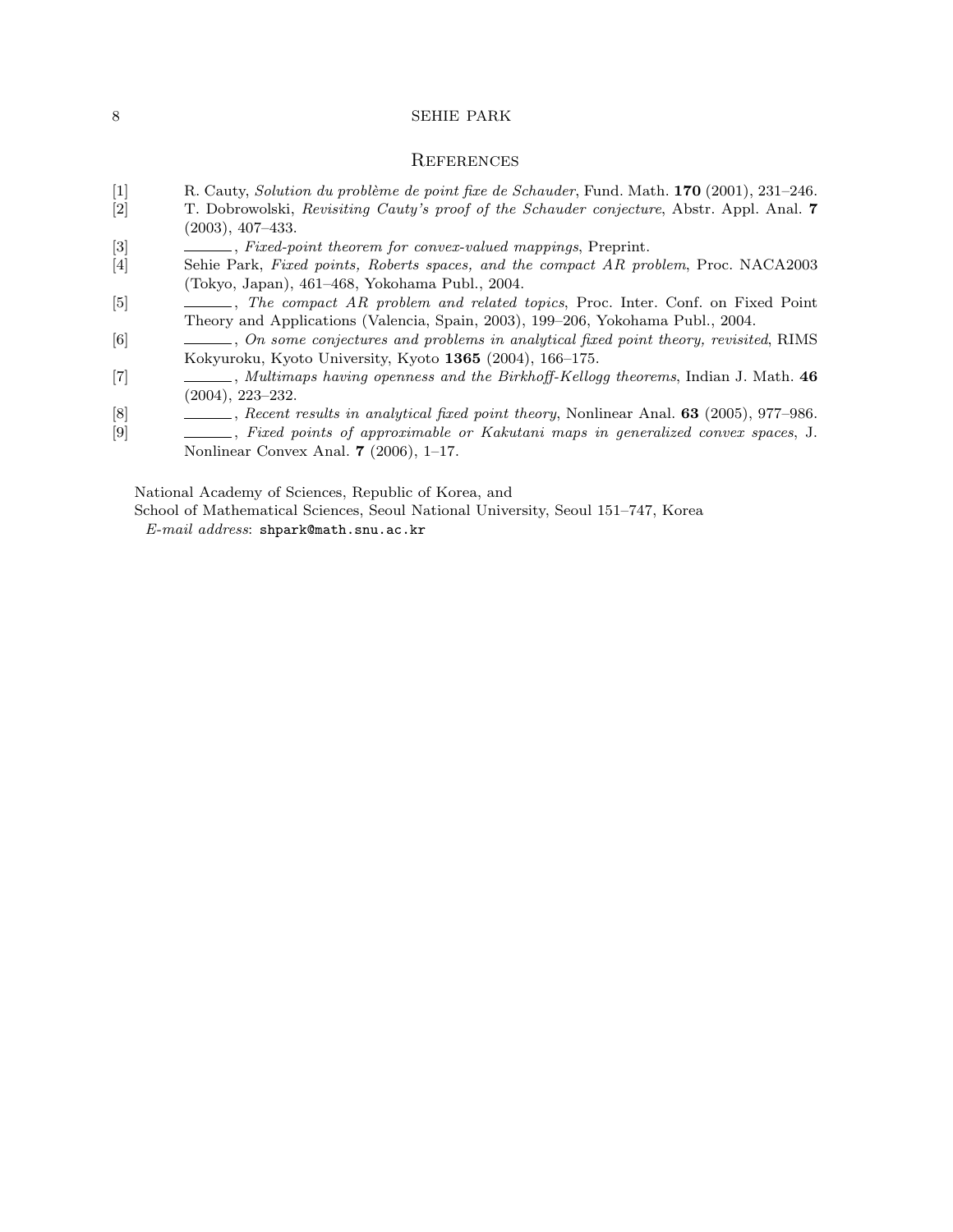## References

[1] R. Cauty, *Solution du problème de point fixe de Schauder*, Fund. Math. **170** (2001), 231–246.

[2] T. Dobrowolski, *Revisiting Cauty's proof of the Schauder conjecture*, Abstr. Appl. Anal. **7** (2003), 407–433.

[3] ______, *Fixed-point theorem for convex-valued mappings*, Preprint.

[4] Sehie Park, *Fixed points, Roberts spaces, and the compact AR problem*, Proc. NACA2003 (Tokyo, Japan), 461–468, Yokohama Publ., 2004.

[5] ______, *The compact AR problem and related topics*, Proc. Inter. Conf. on Fixed Point Theory and Applications (Valencia, Spain, 2003), 199–206, Yokohama Publ., 2004.

[6] ______, *On some conjectures and problems in analytical fixed point theory, revisited*, RIMS Kokyuroku, Kyoto University, Kyoto **1365** (2004), 166–175.

[7] ______, *Multimaps having openness and the Birkhoff-Kellogg theorems*, Indian J. Math. **46** (2004), 223–232.

[8] ______, *Recent results in analytical fixed point theory*, Nonlinear Anal. **63** (2005), 977–986.

[9] ______, *Fixed points of approximable or Kakutani maps in generalized convex spaces*, J. Nonlinear Convex Anal. **7** (2006), 1–17.

National Academy of Sciences, Republic of Korea, and
School of Mathematical Sciences, Seoul National University, Seoul 151–747, Korea
*E-mail address*: `shpark@math.snu.ac.kr`